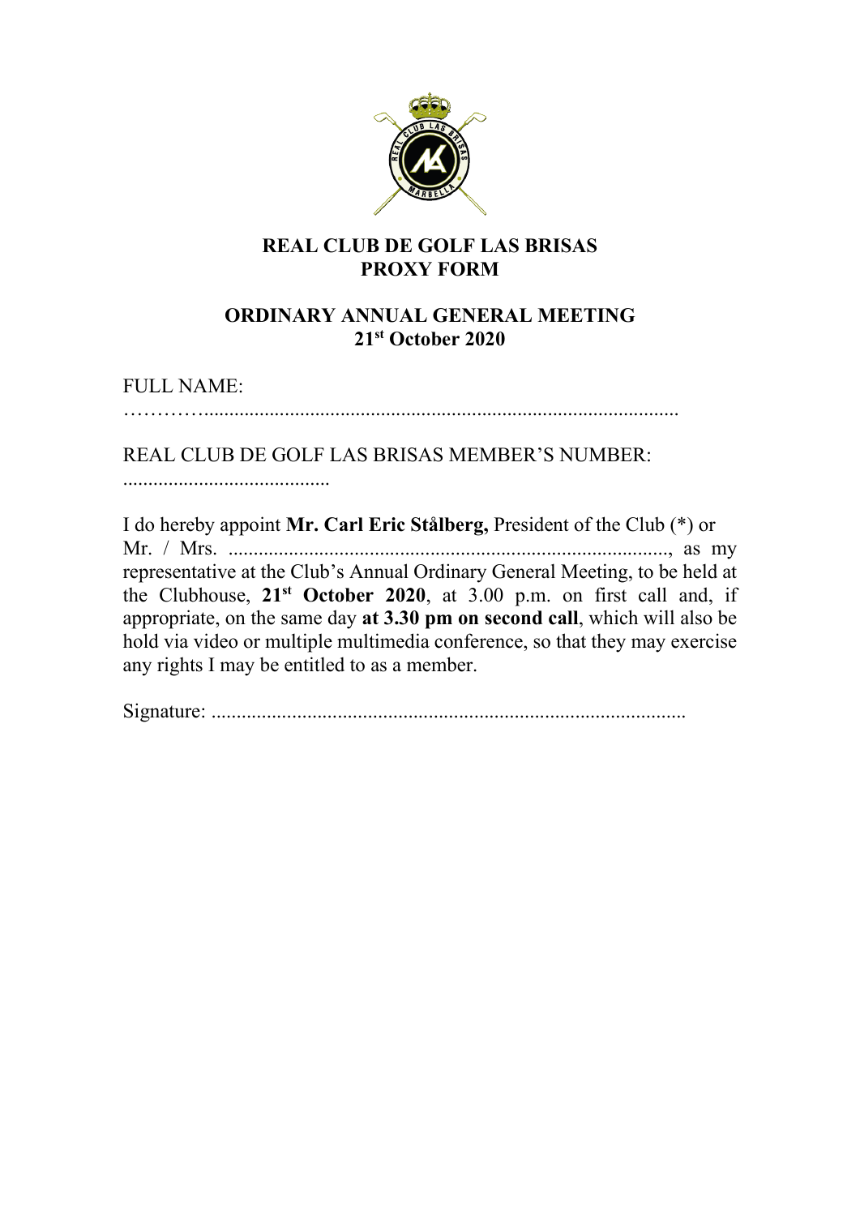# REAL CLUB DE GOLF LAS BRISAS
# PROXY FORM

## ORDINARY ANNUAL GENERAL MEETING
## 21st October 2020

FULL NAME:
…………...............................................................................................

REAL CLUB DE GOLF LAS BRISAS MEMBER'S NUMBER:
.........................................

I do hereby appoint **Mr. Carl Eric Stålberg,** President of the Club (*) or Mr. / Mrs. ........................................................................................, as my representative at the Club's Annual Ordinary General Meeting, to be held at the Clubhouse, **21st October 2020**, at 3.00 p.m. on first call and, if appropriate, on the same day **at 3.30 pm on second call**, which will also be hold via video or multiple multimedia conference, so that they may exercise any rights I may be entitled to as a member.

Signature: .............................................................................................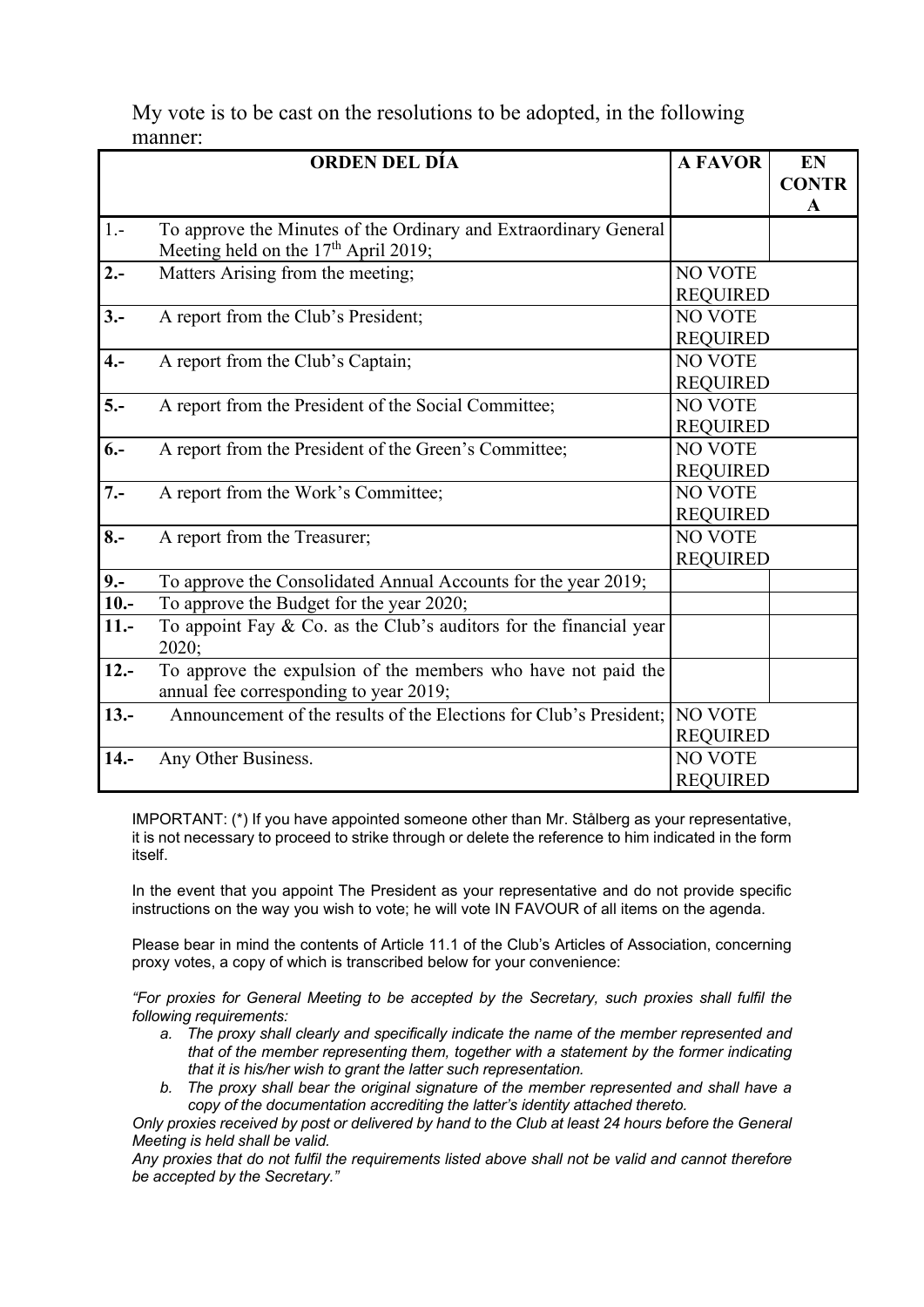My vote is to be cast on the resolutions to be adopted, in the following manner:

| | **ORDEN DEL DÍA** | **A FAVOR** | **EN CONTRA** |
|---|---|---|---|
| 1.- | To approve the Minutes of the Ordinary and Extraordinary General Meeting held on the 17th April 2019; | | |
| **2.-** | Matters Arising from the meeting; | NO VOTE REQUIRED | |
| **3.-** | A report from the Club's President; | NO VOTE REQUIRED | |
| **4.-** | A report from the Club's Captain; | NO VOTE REQUIRED | |
| **5.-** | A report from the President of the Social Committee; | NO VOTE REQUIRED | |
| **6.-** | A report from the President of the Green's Committee; | NO VOTE REQUIRED | |
| **7.-** | A report from the Work's Committee; | NO VOTE REQUIRED | |
| **8.-** | A report from the Treasurer; | NO VOTE REQUIRED | |
| **9.-** | To approve the Consolidated Annual Accounts for the year 2019; | | |
| **10.-** | To approve the Budget for the year 2020; | | |
| **11.-** | To appoint Fay & Co. as the Club's auditors for the financial year 2020; | | |
| **12.-** | To approve the expulsion of the members who have not paid the annual fee corresponding to year 2019; | | |
| **13.-** | Announcement of the results of the Elections for Club's President; | NO VOTE REQUIRED | |
| **14.-** | Any Other Business. | NO VOTE REQUIRED | |

IMPORTANT: (*) If you have appointed someone other than Mr. Stålberg as your representative, it is not necessary to proceed to strike through or delete the reference to him indicated in the form itself.

In the event that you appoint The President as your representative and do not provide specific instructions on the way you wish to vote; he will vote IN FAVOUR of all items on the agenda.

Please bear in mind the contents of Article 11.1 of the Club's Articles of Association, concerning proxy votes, a copy of which is transcribed below for your convenience:

*"For proxies for General Meeting to be accepted by the Secretary, such proxies shall fulfil the following requirements:*

*a. The proxy shall clearly and specifically indicate the name of the member represented and that of the member representing them, together with a statement by the former indicating that it is his/her wish to grant the latter such representation.*

*b. The proxy shall bear the original signature of the member represented and shall have a copy of the documentation accrediting the latter's identity attached thereto.*

*Only proxies received by post or delivered by hand to the Club at least 24 hours before the General Meeting is held shall be valid.*

*Any proxies that do not fulfil the requirements listed above shall not be valid and cannot therefore be accepted by the Secretary."*